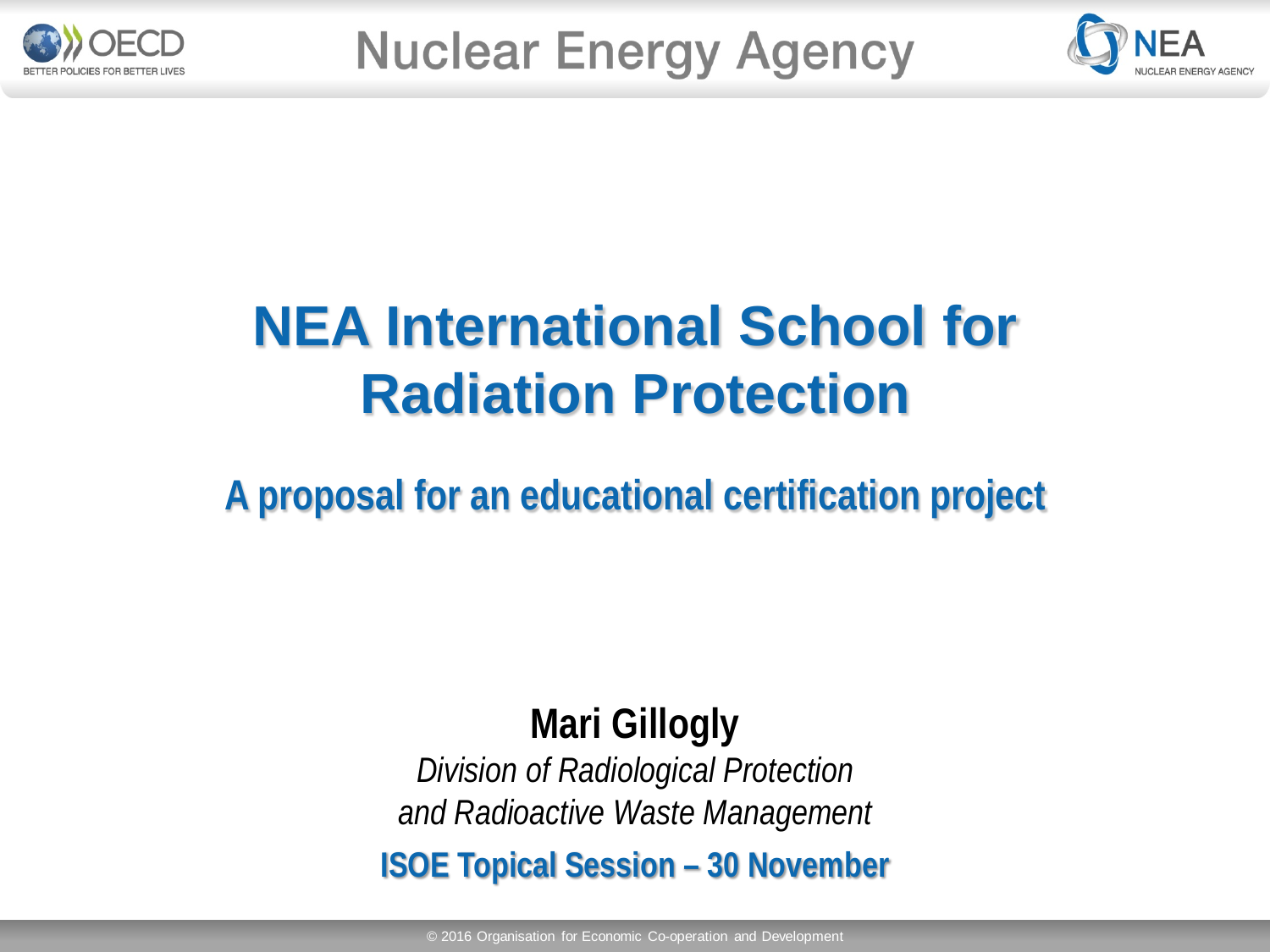# NEA International School for Radiation Protection

## A proposal for an educational certification project

**Mari Gillogly**

*Division of Radiological Protection*
*and Radioactive Waste Management*

**ISOE Topical Session – 30 November**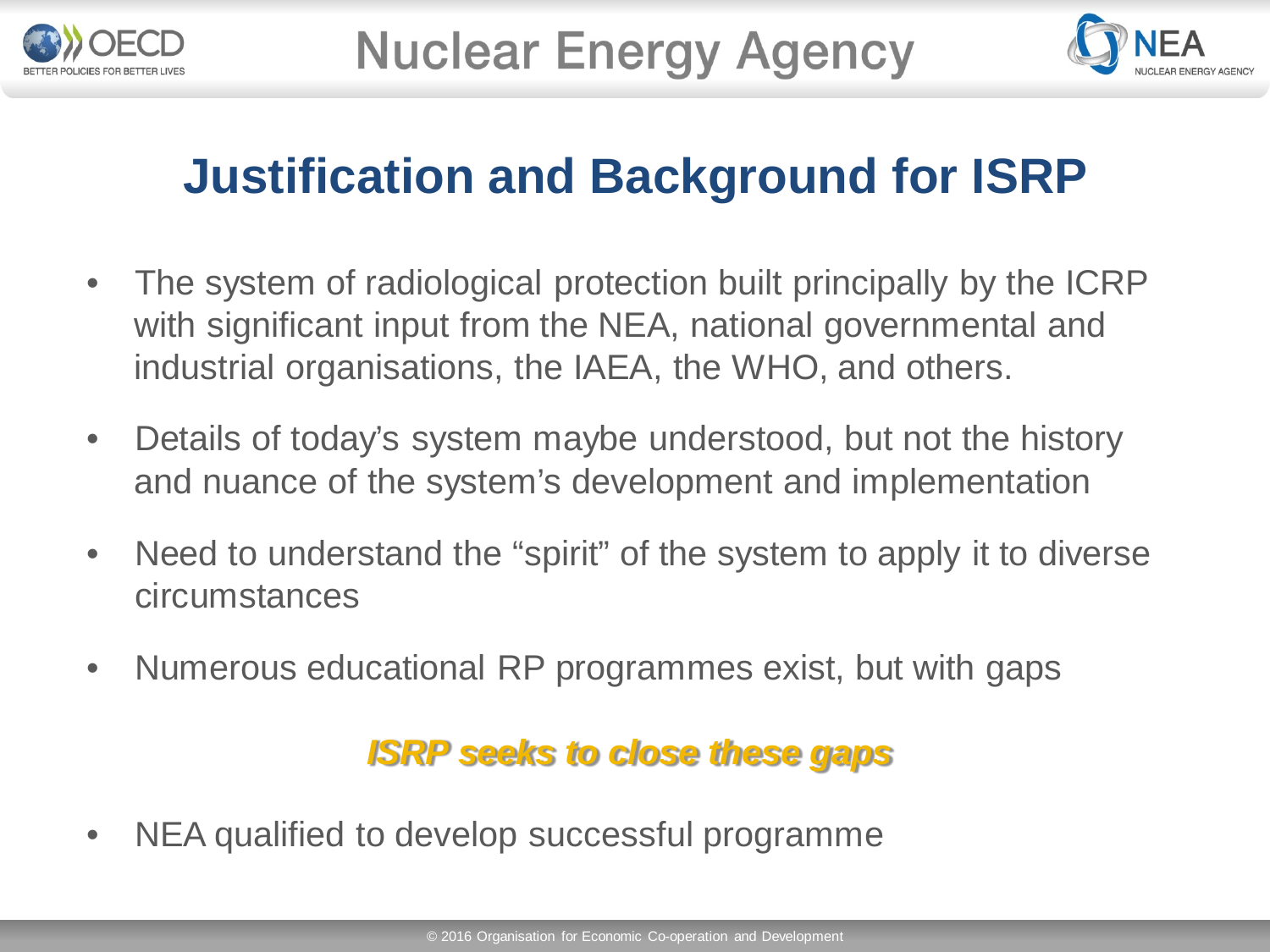# Justification and Background for ISRP

- The system of radiological protection built principally by the ICRP with significant input from the NEA, national governmental and industrial organisations, the IAEA, the WHO, and others.
- Details of today's system maybe understood, but not the history and nuance of the system's development and implementation
- Need to understand the "spirit" of the system to apply it to diverse circumstances
- Numerous educational RP programmes exist, but with gaps

***ISRP seeks to close these gaps***

- NEA qualified to develop successful programme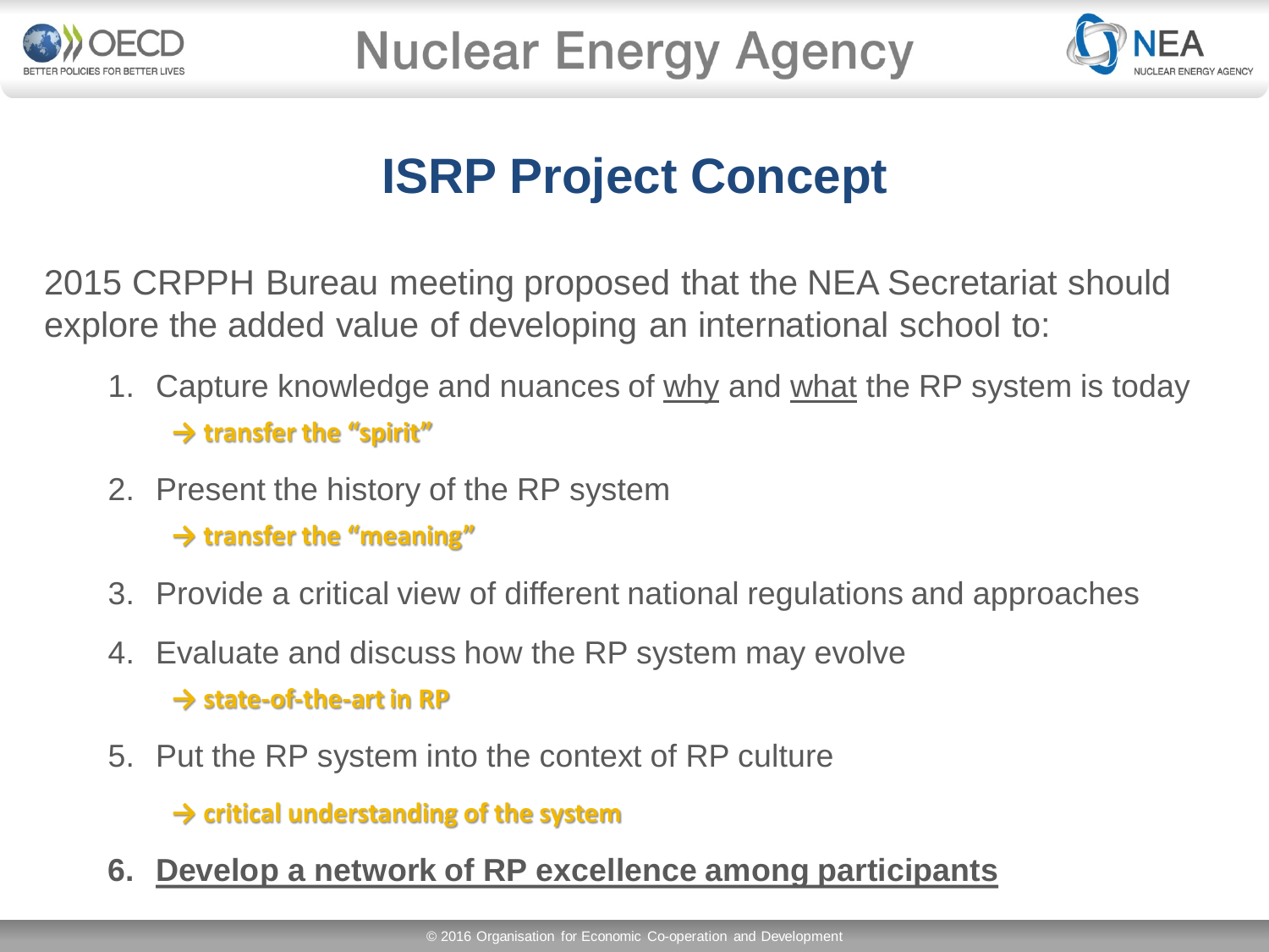# ISRP Project Concept

2015 CRPPH Bureau meeting proposed that the NEA Secretariat should explore the added value of developing an international school to:

1. Capture knowledge and nuances of <u>why</u> and <u>what</u> the RP system is today

   → **transfer the "spirit"**

2. Present the history of the RP system

   → **transfer the "meaning"**

3. Provide a critical view of different national regulations and approaches

4. Evaluate and discuss how the RP system may evolve

   → **state-of-the-art in RP**

5. Put the RP system into the context of RP culture

   → **critical understanding of the system**

6. **<u>Develop a network of RP excellence among participants</u>**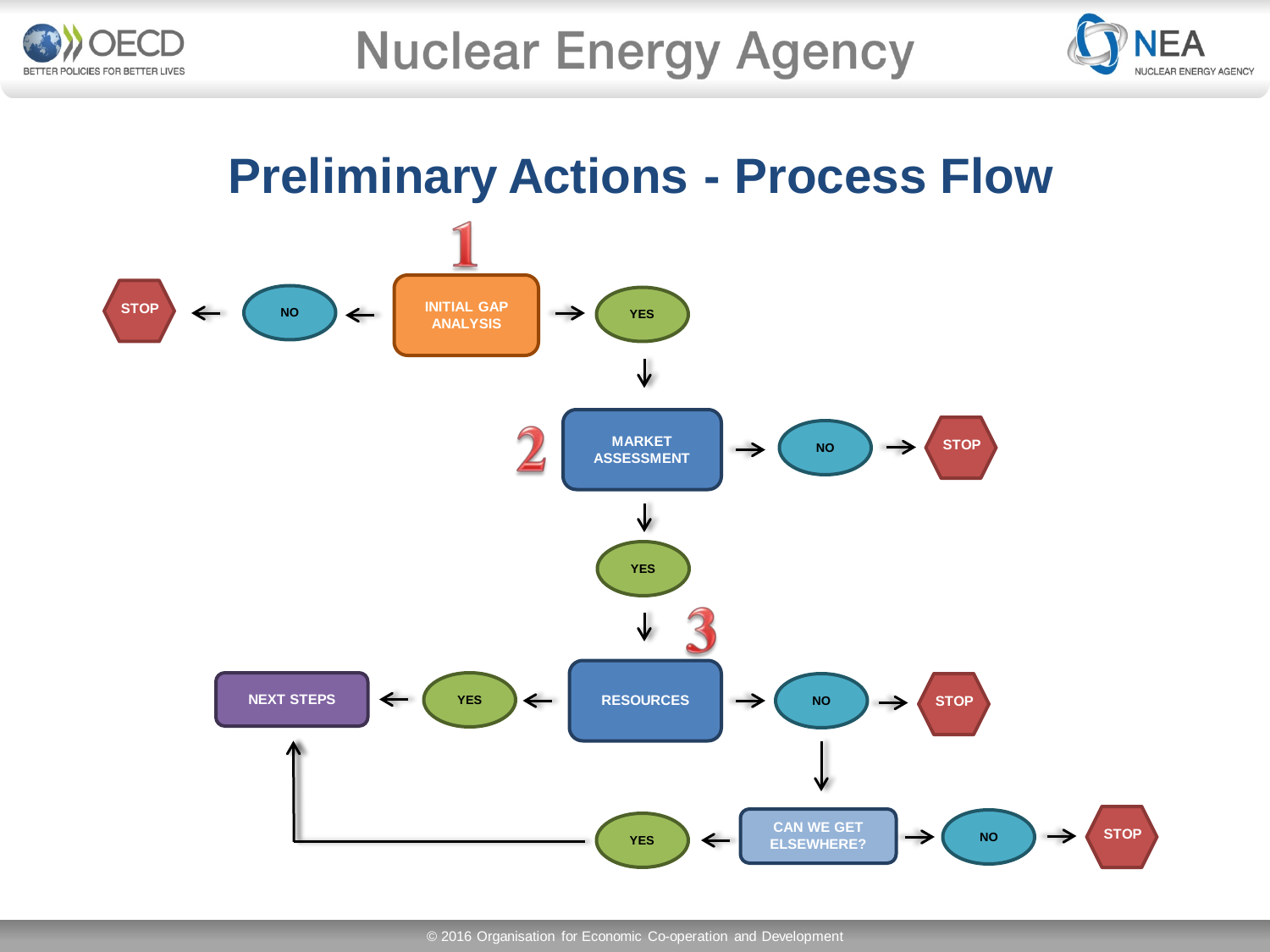# Preliminary Actions - Process Flow

1. INITIAL GAP ANALYSIS
   - NO → STOP
   - YES → 2. MARKET ASSESSMENT
2. MARKET ASSESSMENT
   - NO → STOP
   - YES → 3. RESOURCES
3. RESOURCES
   - YES → NEXT STEPS
   - NO → STOP
   - NO → CAN WE GET ELSEWHERE?
     - YES → NEXT STEPS
     - NO → STOP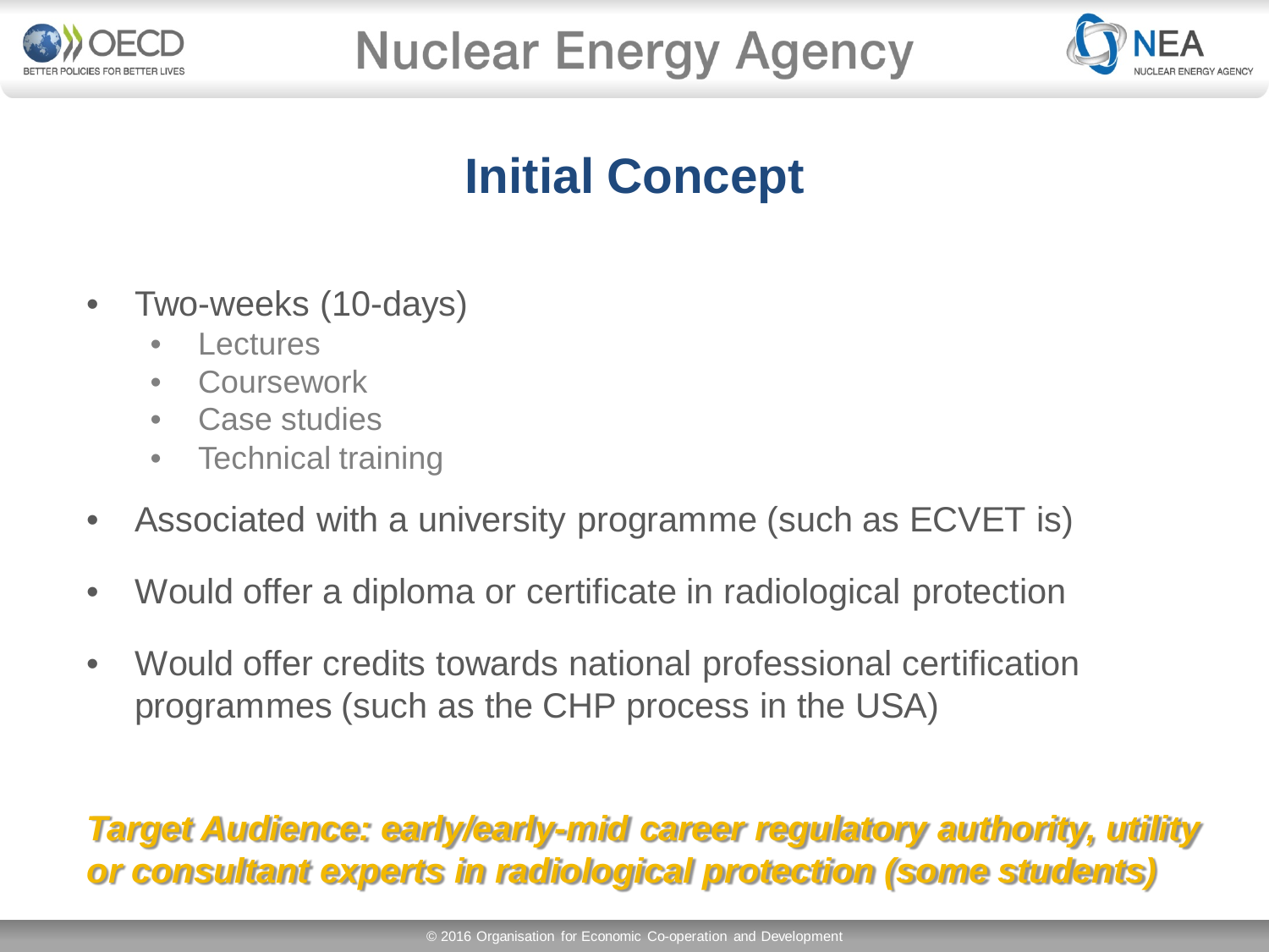# Initial Concept

- Two-weeks (10-days)
  - Lectures
  - Coursework
  - Case studies
  - Technical training
- Associated with a university programme (such as ECVET is)
- Would offer a diploma or certificate in radiological protection
- Would offer credits towards national professional certification programmes (such as the CHP process in the USA)

***Target Audience: early/early-mid career regulatory authority, utility or consultant experts in radiological protection (some students)***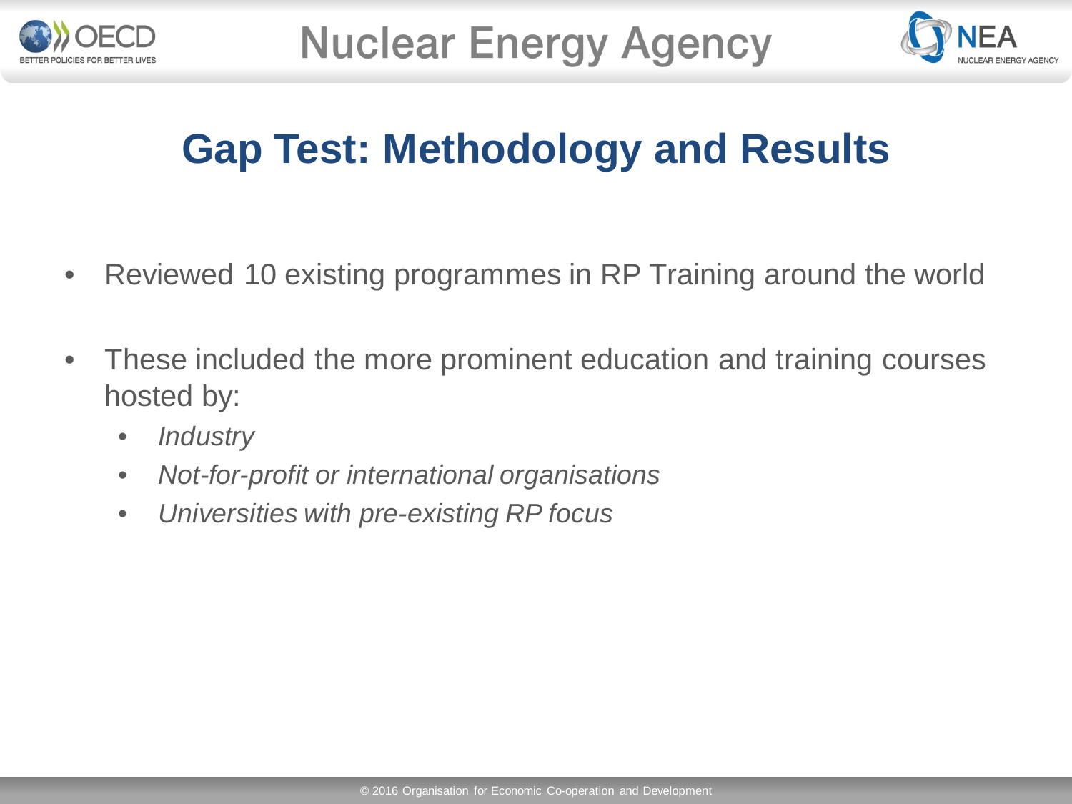## Gap Test: Methodology and Results

- Reviewed 10 existing programmes in RP Training around the world
- These included the more prominent education and training courses hosted by:
  - *Industry*
  - *Not-for-profit or international organisations*
  - *Universities with pre-existing RP focus*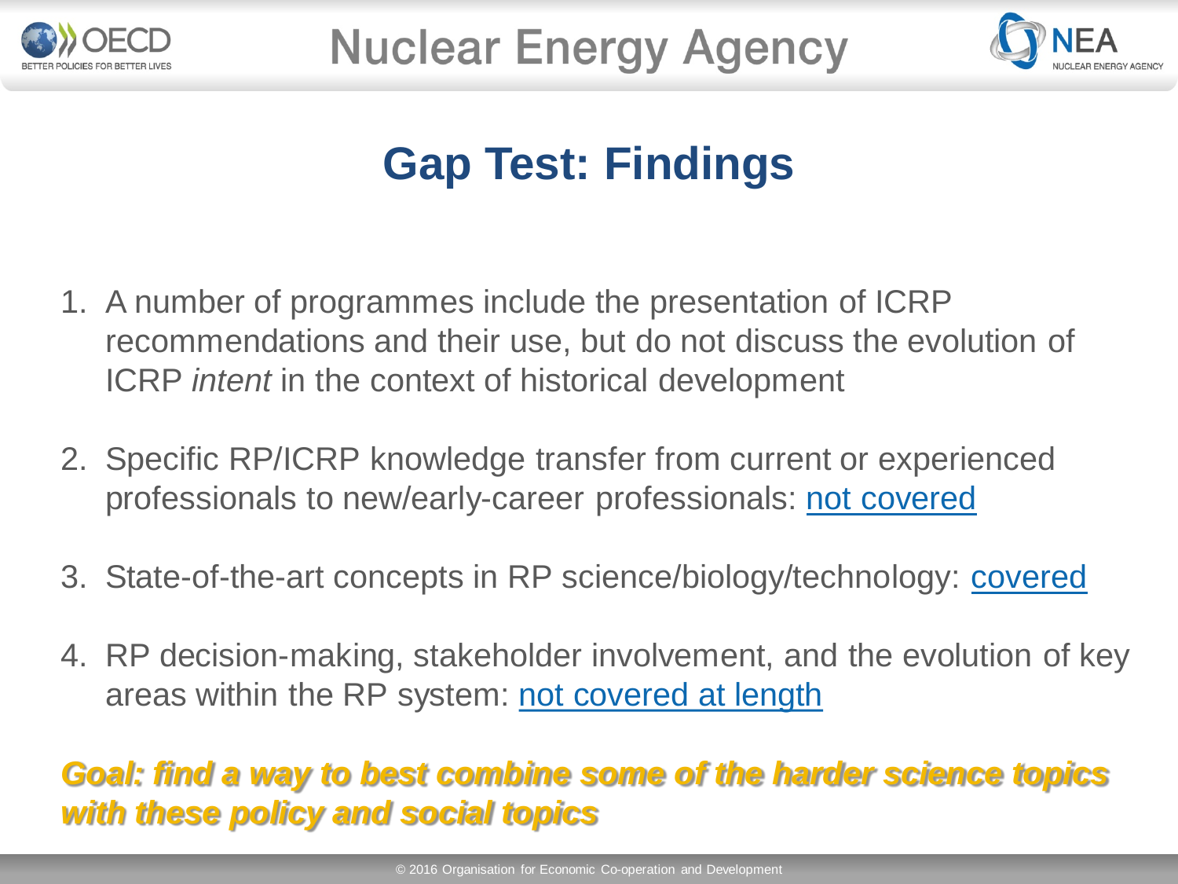# Gap Test: Findings

1. A number of programmes include the presentation of ICRP recommendations and their use, but do not discuss the evolution of ICRP *intent* in the context of historical development

2. Specific RP/ICRP knowledge transfer from current or experienced professionals to new/early-career professionals: not covered

3. State-of-the-art concepts in RP science/biology/technology: covered

4. RP decision-making, stakeholder involvement, and the evolution of key areas within the RP system: not covered at length

***Goal: find a way to best combine some of the harder science topics with these policy and social topics***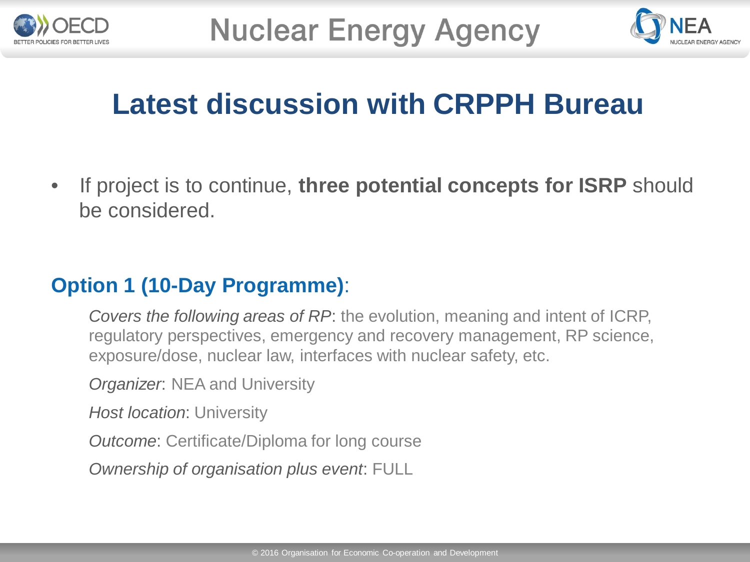# Latest discussion with CRPPH Bureau

- If project is to continue, **three potential concepts for ISRP** should be considered.

## Option 1 (10-Day Programme):

*Covers the following areas of RP*: the evolution, meaning and intent of ICRP, regulatory perspectives, emergency and recovery management, RP science, exposure/dose, nuclear law, interfaces with nuclear safety, etc.

*Organizer*: NEA and University

*Host location*: University

*Outcome*: Certificate/Diploma for long course

*Ownership of organisation plus event*: FULL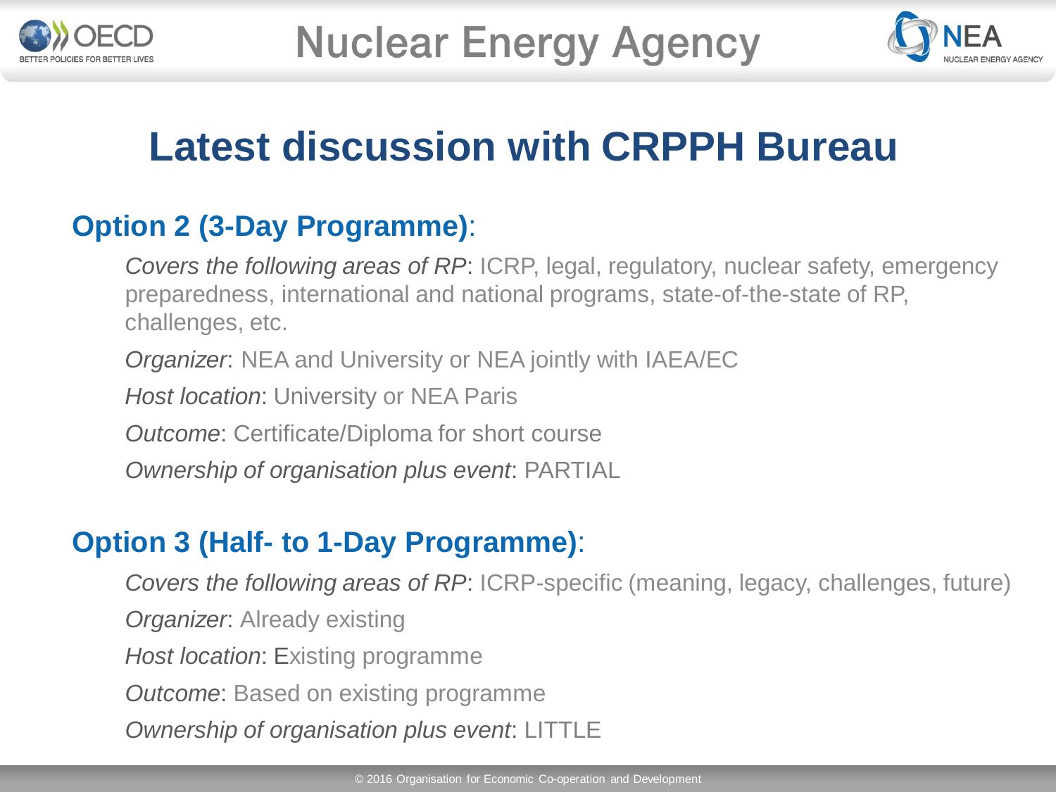# Latest discussion with CRPPH Bureau

## Option 2 (3-Day Programme):

*Covers the following areas of RP*: ICRP, legal, regulatory, nuclear safety, emergency preparedness, international and national programs, state-of-the-state of RP, challenges, etc.

*Organizer*: NEA and University or NEA jointly with IAEA/EC

*Host location*: University or NEA Paris

*Outcome*: Certificate/Diploma for short course

*Ownership of organisation plus event*: PARTIAL

## Option 3 (Half- to 1-Day Programme):

*Covers the following areas of RP*: ICRP-specific (meaning, legacy, challenges, future)

*Organizer*: Already existing

*Host location*: Existing programme

*Outcome*: Based on existing programme

*Ownership of organisation plus event*: LITTLE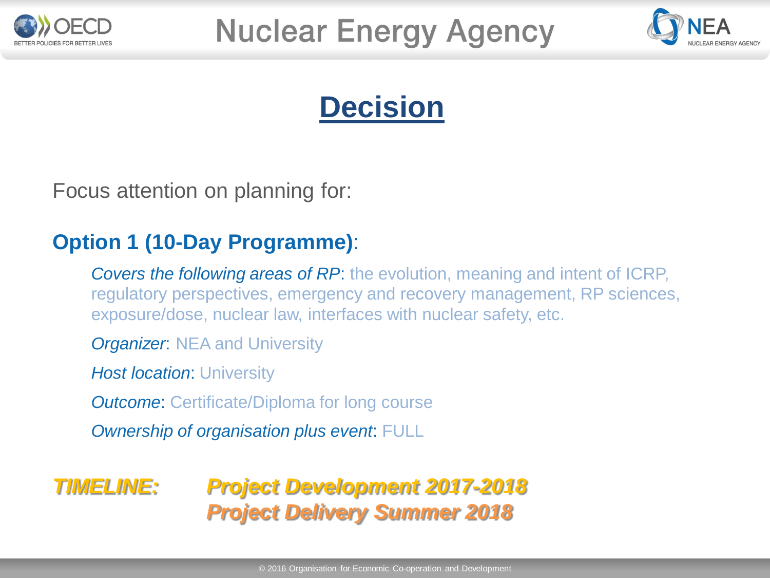# Decision

Focus attention on planning for:

**Option 1 (10-Day Programme)**:

*Covers the following areas of RP*: the evolution, meaning and intent of ICRP, regulatory perspectives, emergency and recovery management, RP sciences, exposure/dose, nuclear law, interfaces with nuclear safety, etc.

*Organizer*: NEA and University

*Host location*: University

*Outcome*: Certificate/Diploma for long course

*Ownership of organisation plus event*: FULL

***TIMELINE:*** ***Project Development 2017-2018***
***Project Delivery Summer 2018***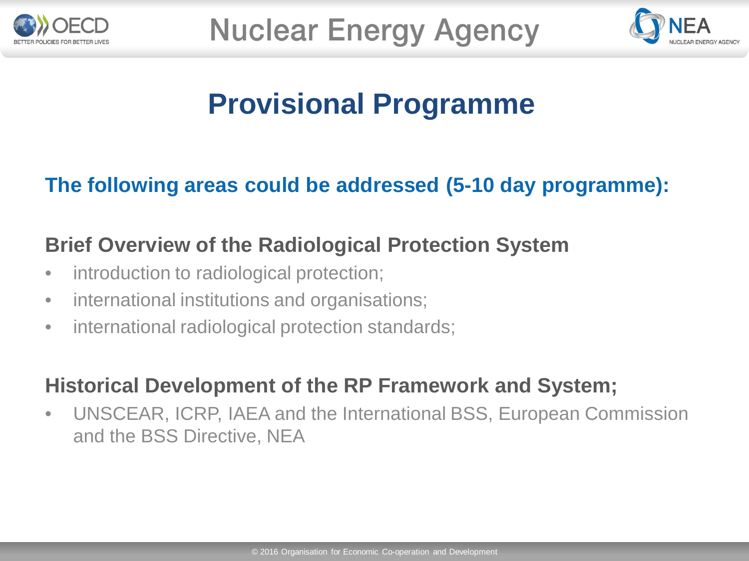# Provisional Programme

**The following areas could be addressed (5-10 day programme):**

## Brief Overview of the Radiological Protection System

- introduction to radiological protection;
- international institutions and organisations;
- international radiological protection standards;

## Historical Development of the RP Framework and System;

- UNSCEAR, ICRP, IAEA and the International BSS, European Commission and the BSS Directive, NEA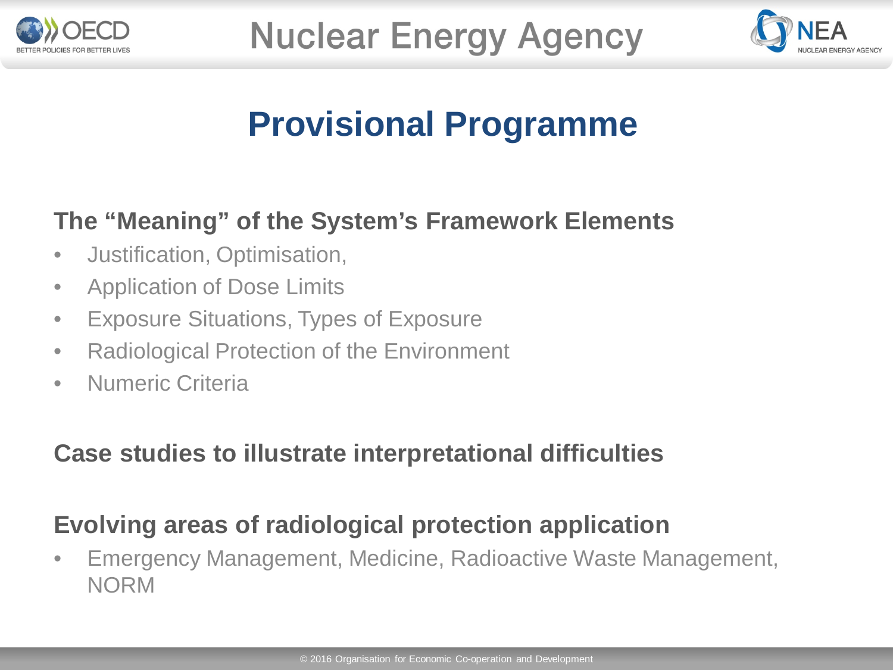# Provisional Programme

## The "Meaning" of the System's Framework Elements

- Justification, Optimisation,
- Application of Dose Limits
- Exposure Situations, Types of Exposure
- Radiological Protection of the Environment
- Numeric Criteria

## Case studies to illustrate interpretational difficulties

## Evolving areas of radiological protection application

- Emergency Management, Medicine, Radioactive Waste Management, NORM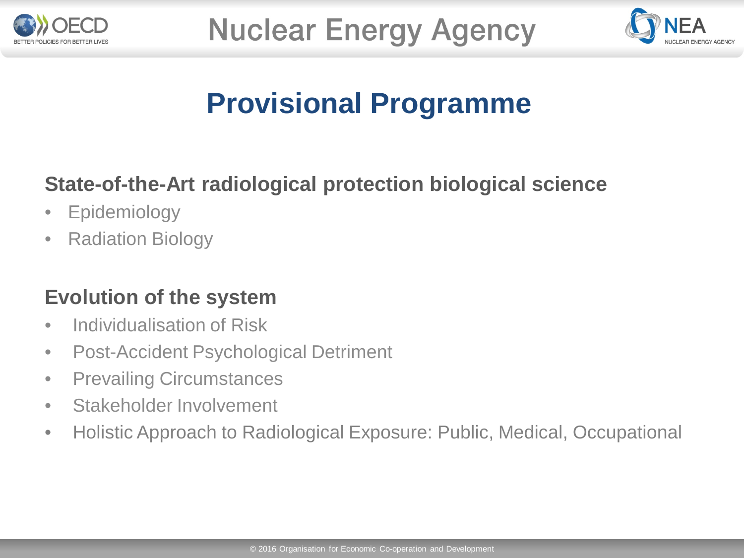# Provisional Programme

### State-of-the-Art radiological protection biological science

- Epidemiology
- Radiation Biology

### Evolution of the system

- Individualisation of Risk
- Post-Accident Psychological Detriment
- Prevailing Circumstances
- Stakeholder Involvement
- Holistic Approach to Radiological Exposure: Public, Medical, Occupational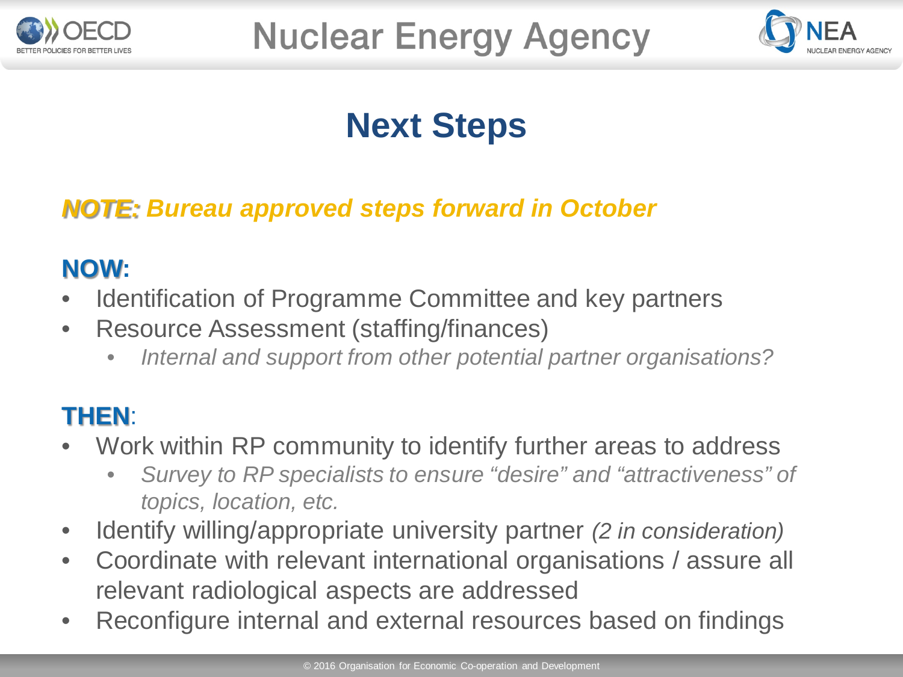# Next Steps

***NOTE:* Bureau approved steps forward in October**

**NOW:**

- Identification of Programme Committee and key partners
- Resource Assessment (staffing/finances)
  - *Internal and support from other potential partner organisations?*

**THEN**:

- Work within RP community to identify further areas to address
  - *Survey to RP specialists to ensure "desire" and "attractiveness" of topics, location, etc.*
- Identify willing/appropriate university partner *(2 in consideration)*
- Coordinate with relevant international organisations / assure all relevant radiological aspects are addressed
- Reconfigure internal and external resources based on findings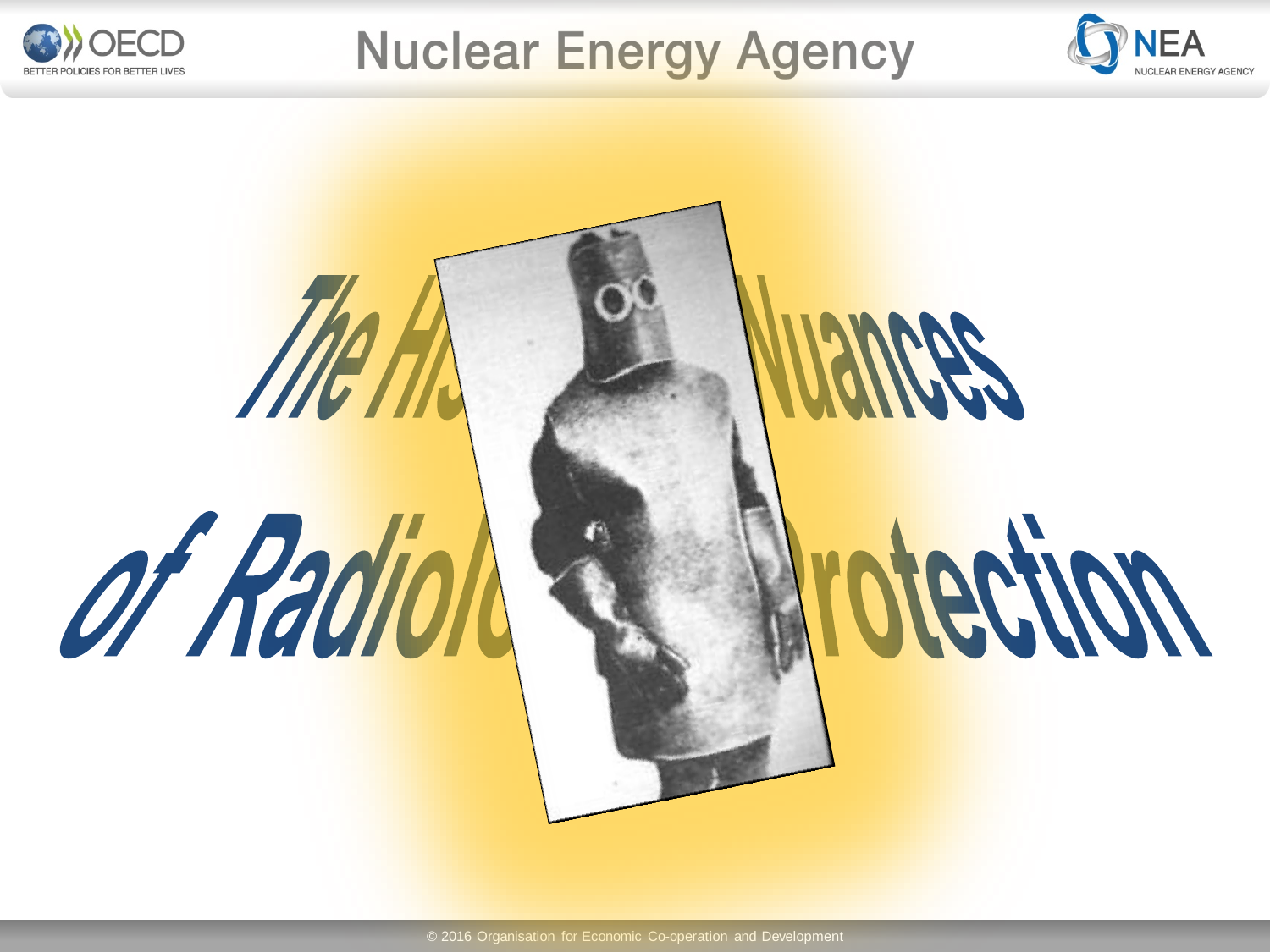# The History and Nuances of Radiological Protection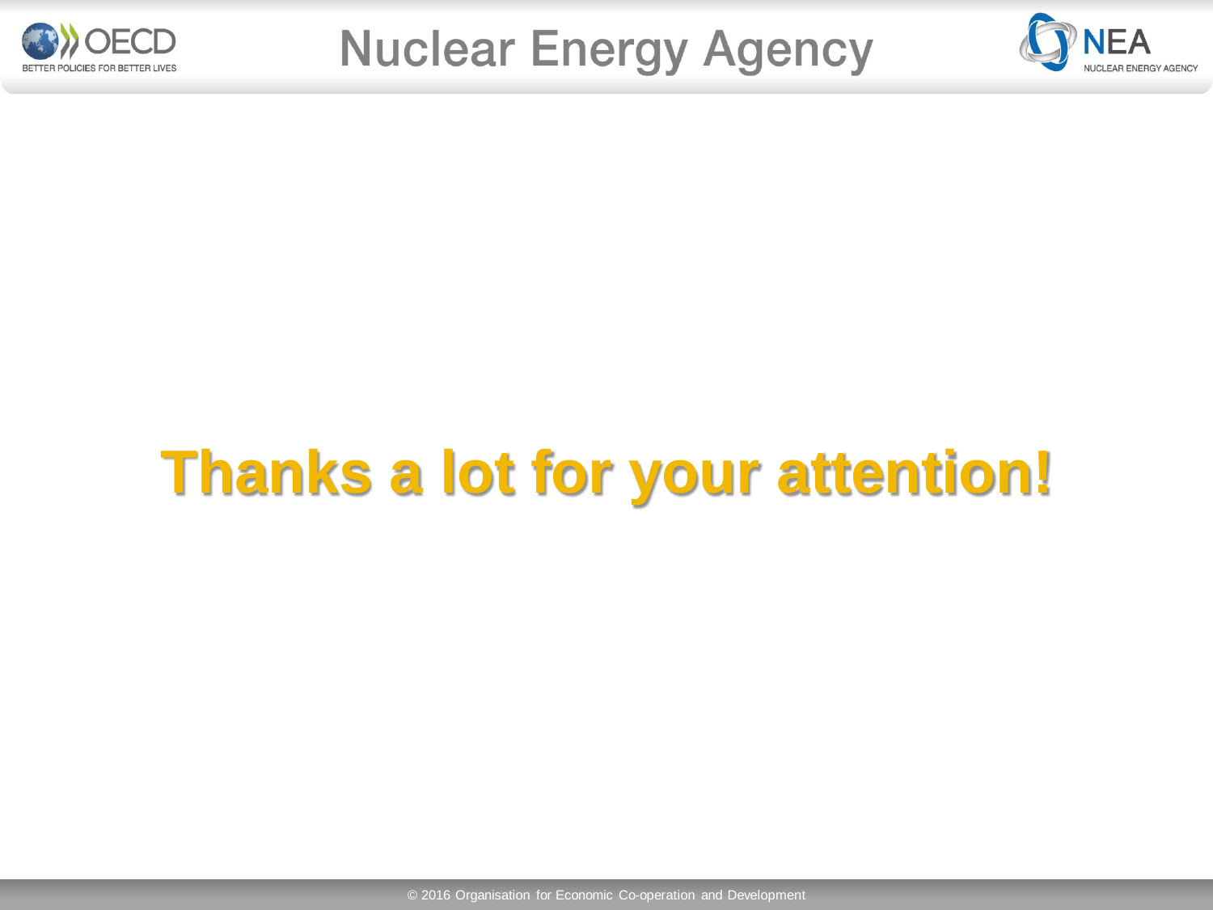# Thanks a lot for your attention!